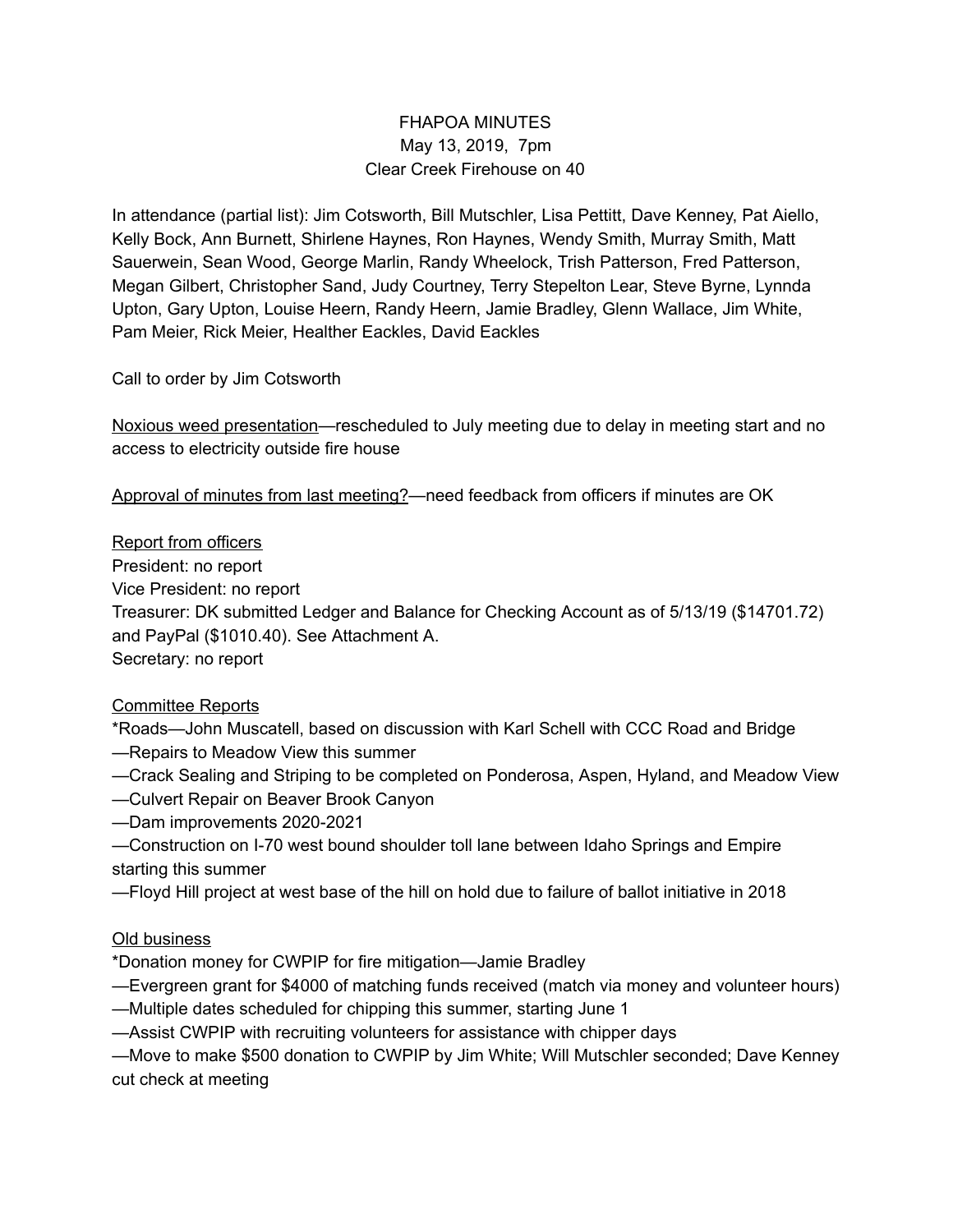FHAPOA MINUTES
May 13, 2019, 7pm
Clear Creek Firehouse on 40

In attendance (partial list): Jim Cotsworth, Bill Mutschler, Lisa Pettitt, Dave Kenney, Pat Aiello, Kelly Bock, Ann Burnett, Shirlene Haynes, Ron Haynes, Wendy Smith, Murray Smith, Matt Sauerwein, Sean Wood, George Marlin, Randy Wheelock, Trish Patterson, Fred Patterson, Megan Gilbert, Christopher Sand, Judy Courtney, Terry Stepelton Lear, Steve Byrne, Lynnda Upton, Gary Upton, Louise Heern, Randy Heern, Jamie Bradley, Glenn Wallace, Jim White, Pam Meier, Rick Meier, Healther Eackles, David Eackles

Call to order by Jim Cotsworth

<u>Noxious weed presentation</u>—rescheduled to July meeting due to delay in meeting start and no access to electricity outside fire house

<u>Approval of minutes from last meeting?</u>—need feedback from officers if minutes are OK

<u>Report from officers</u>
President: no report
Vice President: no report
Treasurer: DK submitted Ledger and Balance for Checking Account as of 5/13/19 ($14701.72) and PayPal ($1010.40). See Attachment A.
Secretary: no report

<u>Committee Reports</u>
*Roads—John Muscatell, based on discussion with Karl Schell with CCC Road and Bridge
—Repairs to Meadow View this summer
—Crack Sealing and Striping to be completed on Ponderosa, Aspen, Hyland, and Meadow View
—Culvert Repair on Beaver Brook Canyon
—Dam improvements 2020-2021
—Construction on I-70 west bound shoulder toll lane between Idaho Springs and Empire starting this summer
—Floyd Hill project at west base of the hill on hold due to failure of ballot initiative in 2018

<u>Old business</u>
*Donation money for CWPIP for fire mitigation—Jamie Bradley
—Evergreen grant for $4000 of matching funds received (match via money and volunteer hours)
—Multiple dates scheduled for chipping this summer, starting June 1
—Assist CWPIP with recruiting volunteers for assistance with chipper days
—Move to make $500 donation to CWPIP by Jim White; Will Mutschler seconded; Dave Kenney cut check at meeting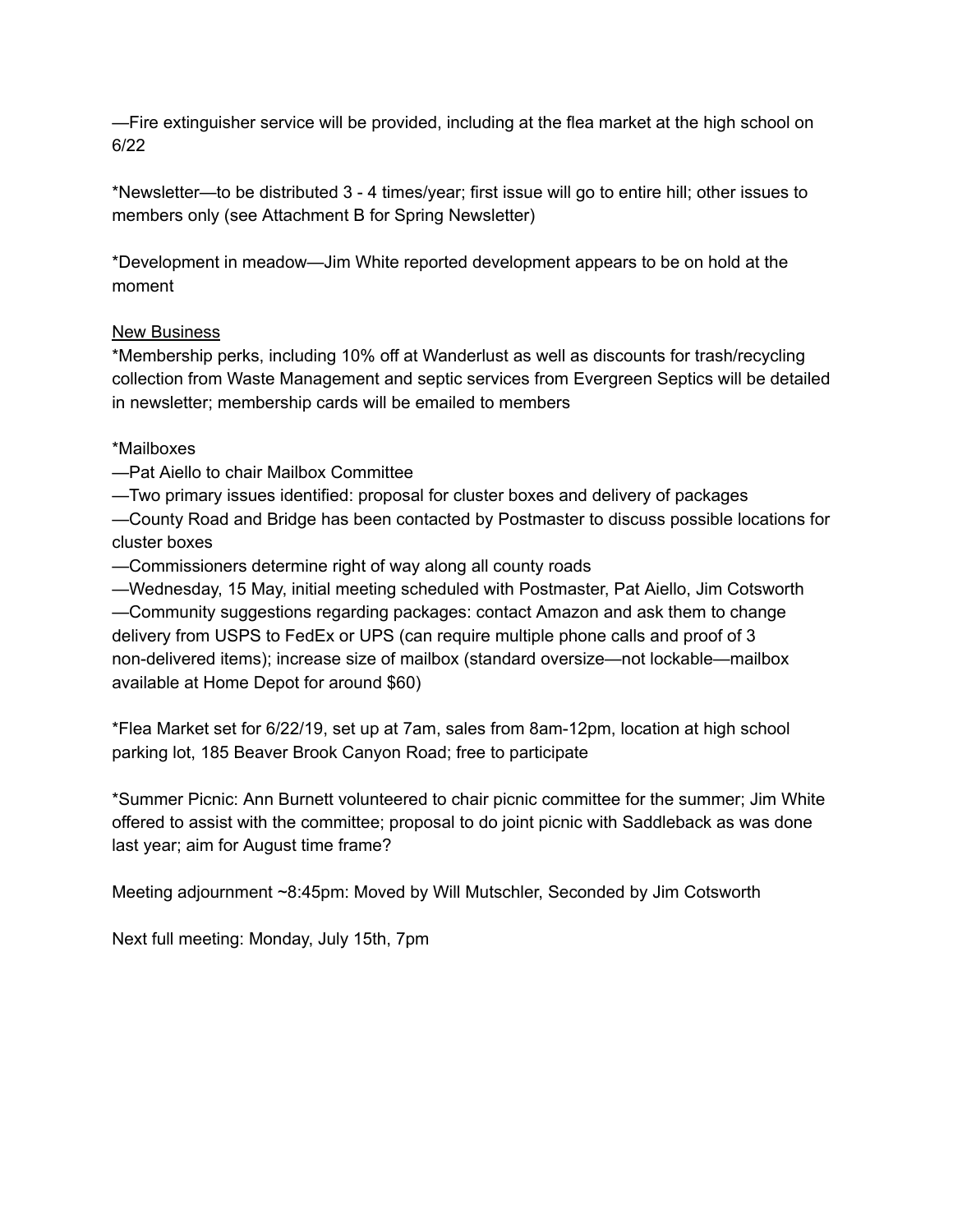—Fire extinguisher service will be provided, including at the flea market at the high school on 6/22

*Newsletter—to be distributed 3 - 4 times/year; first issue will go to entire hill; other issues to members only (see Attachment B for Spring Newsletter)

*Development in meadow—Jim White reported development appears to be on hold at the moment

<u>New Business</u>

*Membership perks, including 10% off at Wanderlust as well as discounts for trash/recycling collection from Waste Management and septic services from Evergreen Septics will be detailed in newsletter; membership cards will be emailed to members

*Mailboxes

—Pat Aiello to chair Mailbox Committee

—Two primary issues identified: proposal for cluster boxes and delivery of packages

—County Road and Bridge has been contacted by Postmaster to discuss possible locations for cluster boxes

—Commissioners determine right of way along all county roads

—Wednesday, 15 May, initial meeting scheduled with Postmaster, Pat Aiello, Jim Cotsworth

—Community suggestions regarding packages: contact Amazon and ask them to change delivery from USPS to FedEx or UPS (can require multiple phone calls and proof of 3 non-delivered items); increase size of mailbox (standard oversize—not lockable—mailbox available at Home Depot for around $60)

*Flea Market set for 6/22/19, set up at 7am, sales from 8am-12pm, location at high school parking lot, 185 Beaver Brook Canyon Road; free to participate

*Summer Picnic: Ann Burnett volunteered to chair picnic committee for the summer; Jim White offered to assist with the committee; proposal to do joint picnic with Saddleback as was done last year; aim for August time frame?

Meeting adjournment ~8:45pm: Moved by Will Mutschler, Seconded by Jim Cotsworth

Next full meeting: Monday, July 15th, 7pm